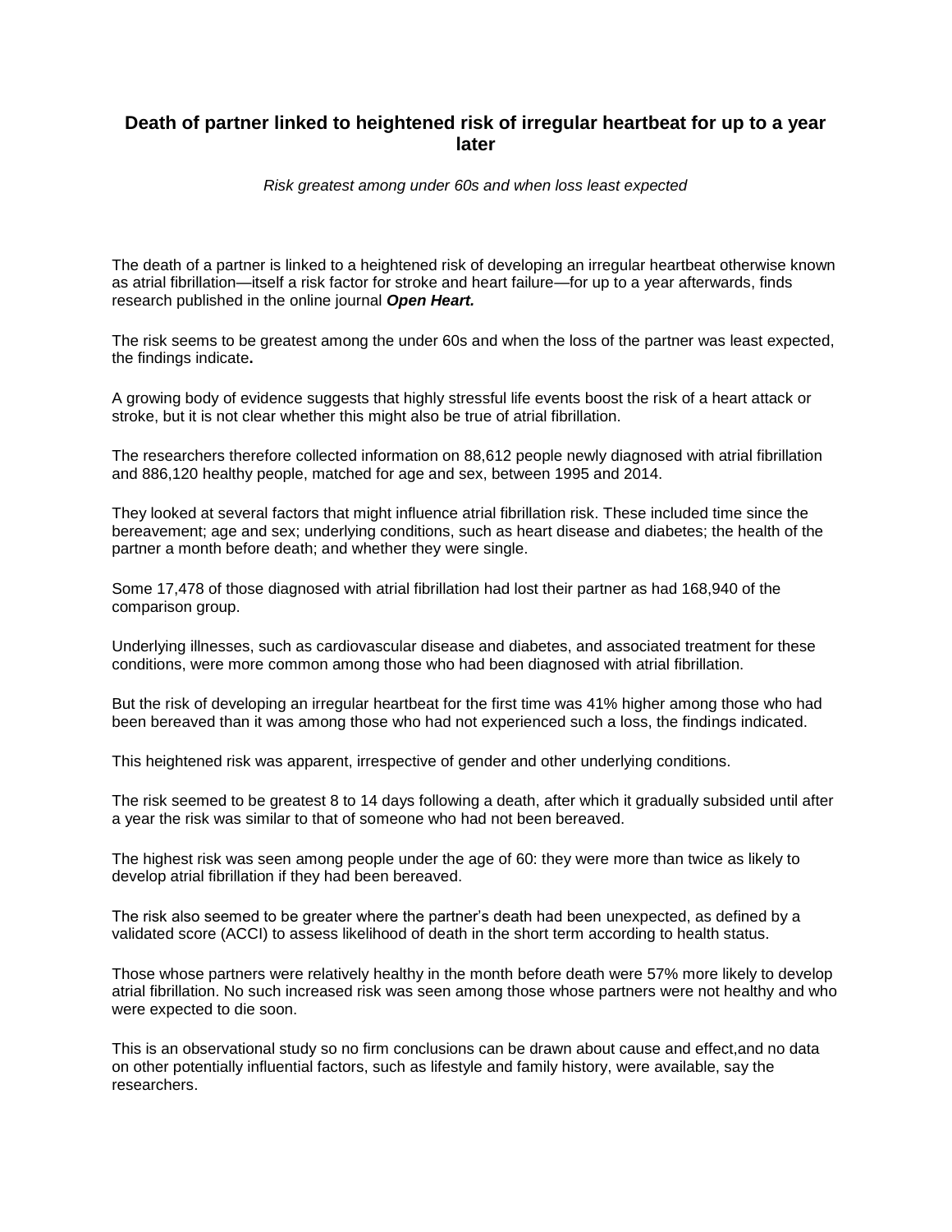# Death of partner linked to heightened risk of irregular heartbeat for up to a year later

*Risk greatest among under 60s and when loss least expected*

The death of a partner is linked to a heightened risk of developing an irregular heartbeat otherwise known as atrial fibrillation—itself a risk factor for stroke and heart failure—for up to a year afterwards, finds research published in the online journal ***Open Heart.***

The risk seems to be greatest among the under 60s and when the loss of the partner was least expected, the findings indicate**.**

A growing body of evidence suggests that highly stressful life events boost the risk of a heart attack or stroke, but it is not clear whether this might also be true of atrial fibrillation.

The researchers therefore collected information on 88,612 people newly diagnosed with atrial fibrillation and 886,120 healthy people, matched for age and sex, between 1995 and 2014.

They looked at several factors that might influence atrial fibrillation risk. These included time since the bereavement; age and sex; underlying conditions, such as heart disease and diabetes; the health of the partner a month before death; and whether they were single.

Some 17,478 of those diagnosed with atrial fibrillation had lost their partner as had 168,940 of the comparison group.

Underlying illnesses, such as cardiovascular disease and diabetes, and associated treatment for these conditions, were more common among those who had been diagnosed with atrial fibrillation.

But the risk of developing an irregular heartbeat for the first time was 41% higher among those who had been bereaved than it was among those who had not experienced such a loss, the findings indicated.

This heightened risk was apparent, irrespective of gender and other underlying conditions.

The risk seemed to be greatest 8 to 14 days following a death, after which it gradually subsided until after a year the risk was similar to that of someone who had not been bereaved.

The highest risk was seen among people under the age of 60: they were more than twice as likely to develop atrial fibrillation if they had been bereaved.

The risk also seemed to be greater where the partner's death had been unexpected, as defined by a validated score (ACCI) to assess likelihood of death in the short term according to health status.

Those whose partners were relatively healthy in the month before death were 57% more likely to develop atrial fibrillation. No such increased risk was seen among those whose partners were not healthy and who were expected to die soon.

This is an observational study so no firm conclusions can be drawn about cause and effect,and no data on other potentially influential factors, such as lifestyle and family history, were available, say the researchers.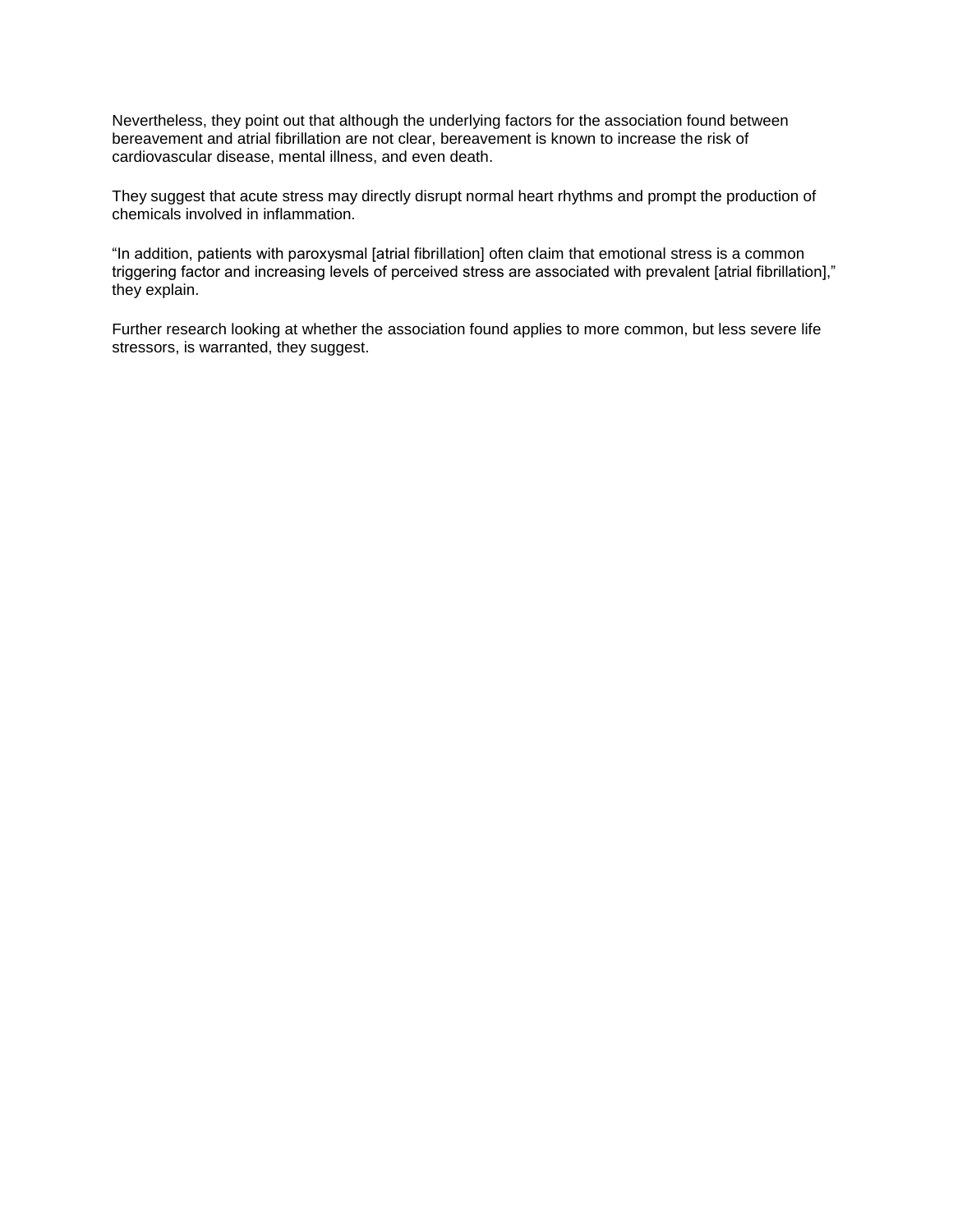Nevertheless, they point out that although the underlying factors for the association found between bereavement and atrial fibrillation are not clear, bereavement is known to increase the risk of cardiovascular disease, mental illness, and even death.

They suggest that acute stress may directly disrupt normal heart rhythms and prompt the production of chemicals involved in inflammation.

"In addition, patients with paroxysmal [atrial fibrillation] often claim that emotional stress is a common triggering factor and increasing levels of perceived stress are associated with prevalent [atrial fibrillation]," they explain.

Further research looking at whether the association found applies to more common, but less severe life stressors, is warranted, they suggest.